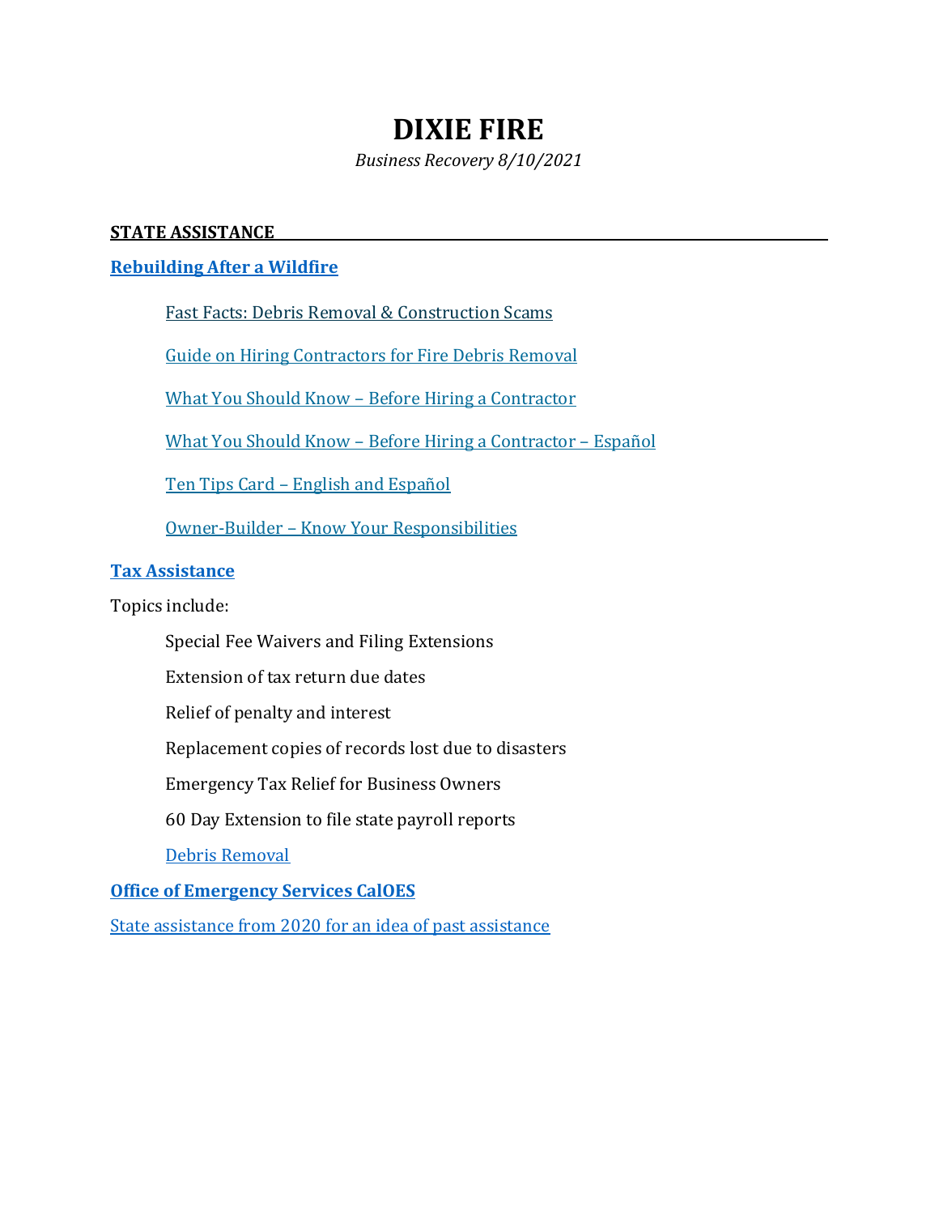# DIXIE FIRE

*Business Recovery 8/10/2021*

## STATE ASSISTANCE

### Rebuilding After a Wildfire

- Fast Facts: Debris Removal & Construction Scams
- Guide on Hiring Contractors for Fire Debris Removal
- What You Should Know – Before Hiring a Contractor
- What You Should Know – Before Hiring a Contractor – Español
- Ten Tips Card – English and Español
- Owner-Builder – Know Your Responsibilities

### Tax Assistance

Topics include:

- Special Fee Waivers and Filing Extensions
- Extension of tax return due dates
- Relief of penalty and interest
- Replacement copies of records lost due to disasters
- Emergency Tax Relief for Business Owners
- 60 Day Extension to file state payroll reports
- Debris Removal

### Office of Emergency Services CalOES

State assistance from 2020 for an idea of past assistance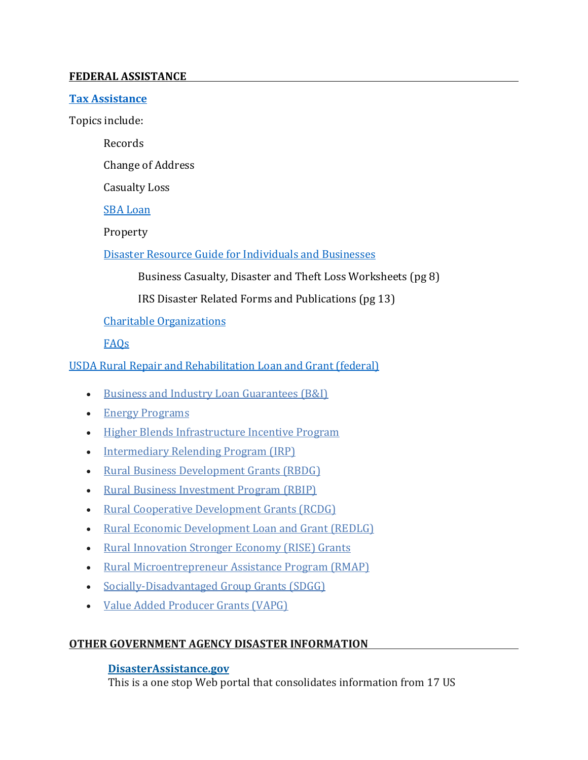## FEDERAL ASSISTANCE

**Tax Assistance**

Topics include:

- Records
- Change of Address
- Casualty Loss
- SBA Loan
- Property
- Disaster Resource Guide for Individuals and Businesses
  - Business Casualty, Disaster and Theft Loss Worksheets (pg 8)
  - IRS Disaster Related Forms and Publications (pg 13)
- Charitable Organizations
- FAQs

USDA Rural Repair and Rehabilitation Loan and Grant (federal)

- Business and Industry Loan Guarantees (B&I)
- Energy Programs
- Higher Blends Infrastructure Incentive Program
- Intermediary Relending Program (IRP)
- Rural Business Development Grants (RBDG)
- Rural Business Investment Program (RBIP)
- Rural Cooperative Development Grants (RCDG)
- Rural Economic Development Loan and Grant (REDLG)
- Rural Innovation Stronger Economy (RISE) Grants
- Rural Microentrepreneur Assistance Program (RMAP)
- Socially-Disadvantaged Group Grants (SDGG)
- Value Added Producer Grants (VAPG)

## OTHER GOVERNMENT AGENCY DISASTER INFORMATION

**DisasterAssistance.gov**
This is a one stop Web portal that consolidates information from 17 US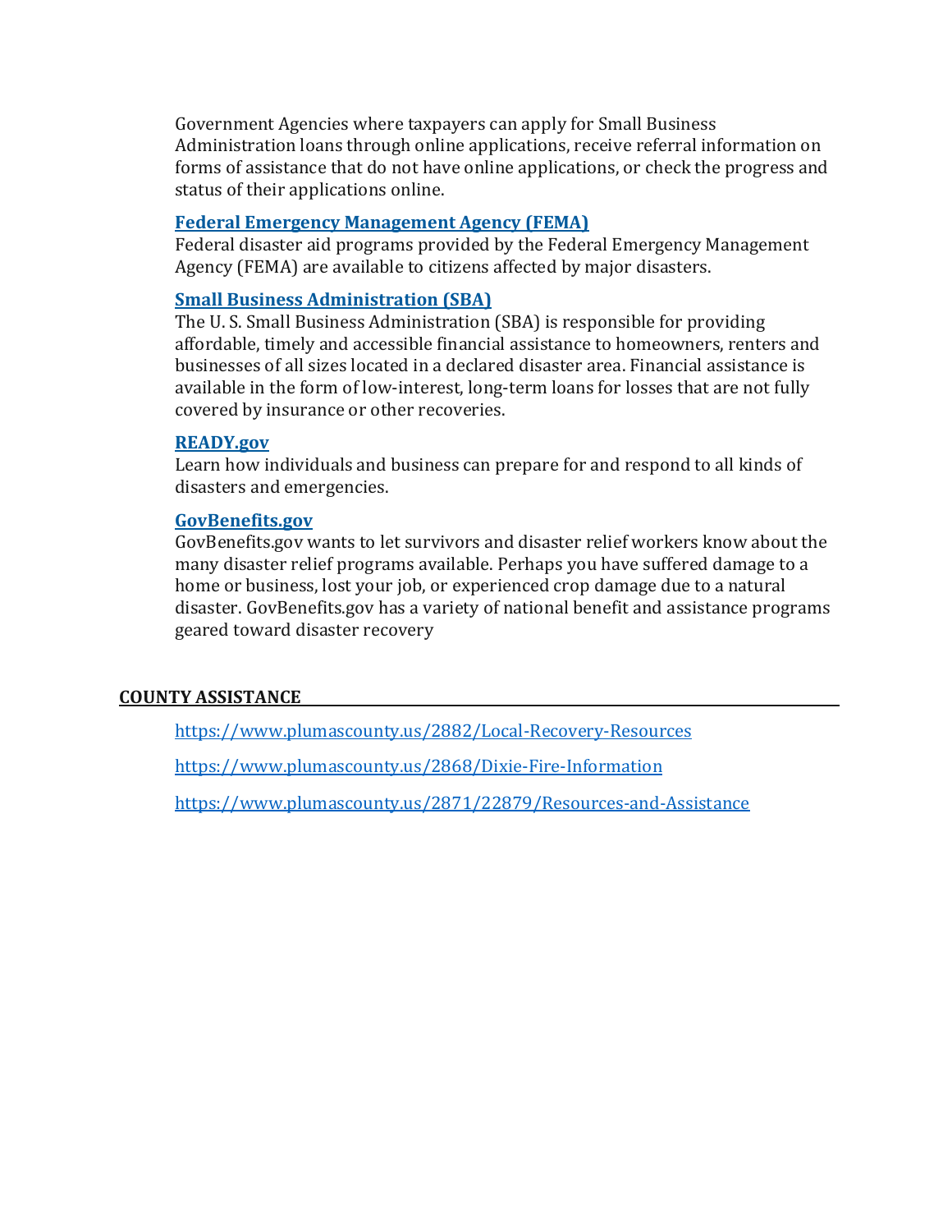Government Agencies where taxpayers can apply for Small Business Administration loans through online applications, receive referral information on forms of assistance that do not have online applications, or check the progress and status of their applications online.

**Federal Emergency Management Agency (FEMA)**
Federal disaster aid programs provided by the Federal Emergency Management Agency (FEMA) are available to citizens affected by major disasters.

**Small Business Administration (SBA)**
The U. S. Small Business Administration (SBA) is responsible for providing affordable, timely and accessible financial assistance to homeowners, renters and businesses of all sizes located in a declared disaster area. Financial assistance is available in the form of low-interest, long-term loans for losses that are not fully covered by insurance or other recoveries.

**READY.gov**
Learn how individuals and business can prepare for and respond to all kinds of disasters and emergencies.

**GovBenefits.gov**
GovBenefits.gov wants to let survivors and disaster relief workers know about the many disaster relief programs available. Perhaps you have suffered damage to a home or business, lost your job, or experienced crop damage due to a natural disaster. GovBenefits.gov has a variety of national benefit and assistance programs geared toward disaster recovery

## COUNTY ASSISTANCE

https://www.plumascounty.us/2882/Local-Recovery-Resources

https://www.plumascounty.us/2868/Dixie-Fire-Information

https://www.plumascounty.us/2871/22879/Resources-and-Assistance